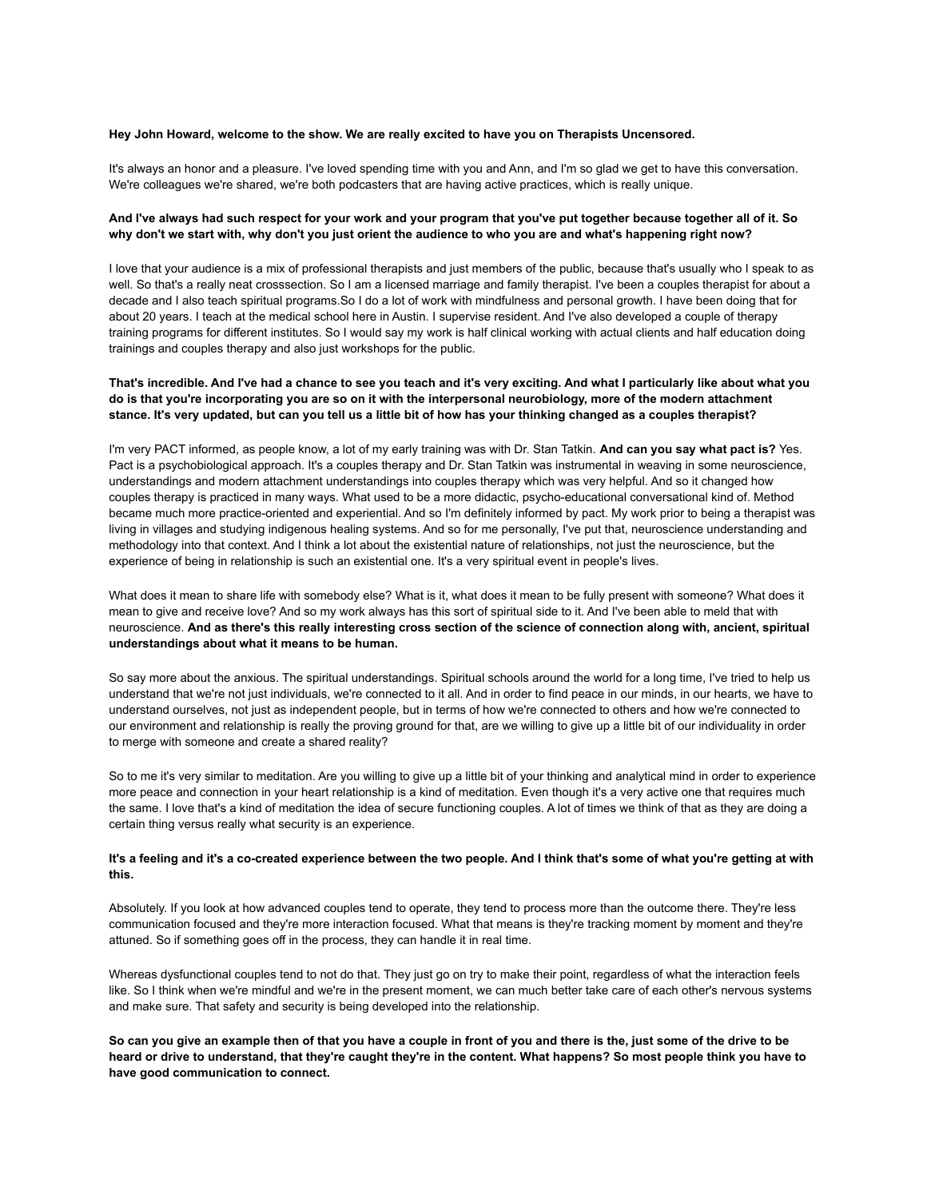**Hey John Howard, welcome to the show. We are really excited to have you on Therapists Uncensored.**

It's always an honor and a pleasure. I've loved spending time with you and Ann, and I'm so glad we get to have this conversation. We're colleagues we're shared, we're both podcasters that are having active practices, which is really unique.

**And I've always had such respect for your work and your program that you've put together because together all of it. So why don't we start with, why don't you just orient the audience to who you are and what's happening right now?**

I love that your audience is a mix of professional therapists and just members of the public, because that's usually who I speak to as well. So that's a really neat crosssection. So I am a licensed marriage and family therapist. I've been a couples therapist for about a decade and I also teach spiritual programs.So I do a lot of work with mindfulness and personal growth. I have been doing that for about 20 years. I teach at the medical school here in Austin. I supervise resident. And I've also developed a couple of therapy training programs for different institutes. So I would say my work is half clinical working with actual clients and half education doing trainings and couples therapy and also just workshops for the public.

**That's incredible. And I've had a chance to see you teach and it's very exciting. And what I particularly like about what you do is that you're incorporating you are so on it with the interpersonal neurobiology, more of the modern attachment stance. It's very updated, but can you tell us a little bit of how has your thinking changed as a couples therapist?**

I'm very PACT informed, as people know, a lot of my early training was with Dr. Stan Tatkin. **And can you say what pact is?** Yes. Pact is a psychobiological approach. It's a couples therapy and Dr. Stan Tatkin was instrumental in weaving in some neuroscience, understandings and modern attachment understandings into couples therapy which was very helpful. And so it changed how couples therapy is practiced in many ways. What used to be a more didactic, psycho-educational conversational kind of. Method became much more practice-oriented and experiential. And so I'm definitely informed by pact. My work prior to being a therapist was living in villages and studying indigenous healing systems. And so for me personally, I've put that, neuroscience understanding and methodology into that context. And I think a lot about the existential nature of relationships, not just the neuroscience, but the experience of being in relationship is such an existential one. It's a very spiritual event in people's lives.

What does it mean to share life with somebody else? What is it, what does it mean to be fully present with someone? What does it mean to give and receive love? And so my work always has this sort of spiritual side to it. And I've been able to meld that with neuroscience. **And as there's this really interesting cross section of the science of connection along with, ancient, spiritual understandings about what it means to be human.**

So say more about the anxious. The spiritual understandings. Spiritual schools around the world for a long time, I've tried to help us understand that we're not just individuals, we're connected to it all. And in order to find peace in our minds, in our hearts, we have to understand ourselves, not just as independent people, but in terms of how we're connected to others and how we're connected to our environment and relationship is really the proving ground for that, are we willing to give up a little bit of our individuality in order to merge with someone and create a shared reality?

So to me it's very similar to meditation. Are you willing to give up a little bit of your thinking and analytical mind in order to experience more peace and connection in your heart relationship is a kind of meditation. Even though it's a very active one that requires much the same. I love that's a kind of meditation the idea of secure functioning couples. A lot of times we think of that as they are doing a certain thing versus really what security is an experience.

**It's a feeling and it's a co-created experience between the two people. And I think that's some of what you're getting at with this.**

Absolutely. If you look at how advanced couples tend to operate, they tend to process more than the outcome there. They're less communication focused and they're more interaction focused. What that means is they're tracking moment by moment and they're attuned. So if something goes off in the process, they can handle it in real time.

Whereas dysfunctional couples tend to not do that. They just go on try to make their point, regardless of what the interaction feels like. So I think when we're mindful and we're in the present moment, we can much better take care of each other's nervous systems and make sure. That safety and security is being developed into the relationship.

**So can you give an example then of that you have a couple in front of you and there is the, just some of the drive to be heard or drive to understand, that they're caught they're in the content. What happens? So most people think you have to have good communication to connect.**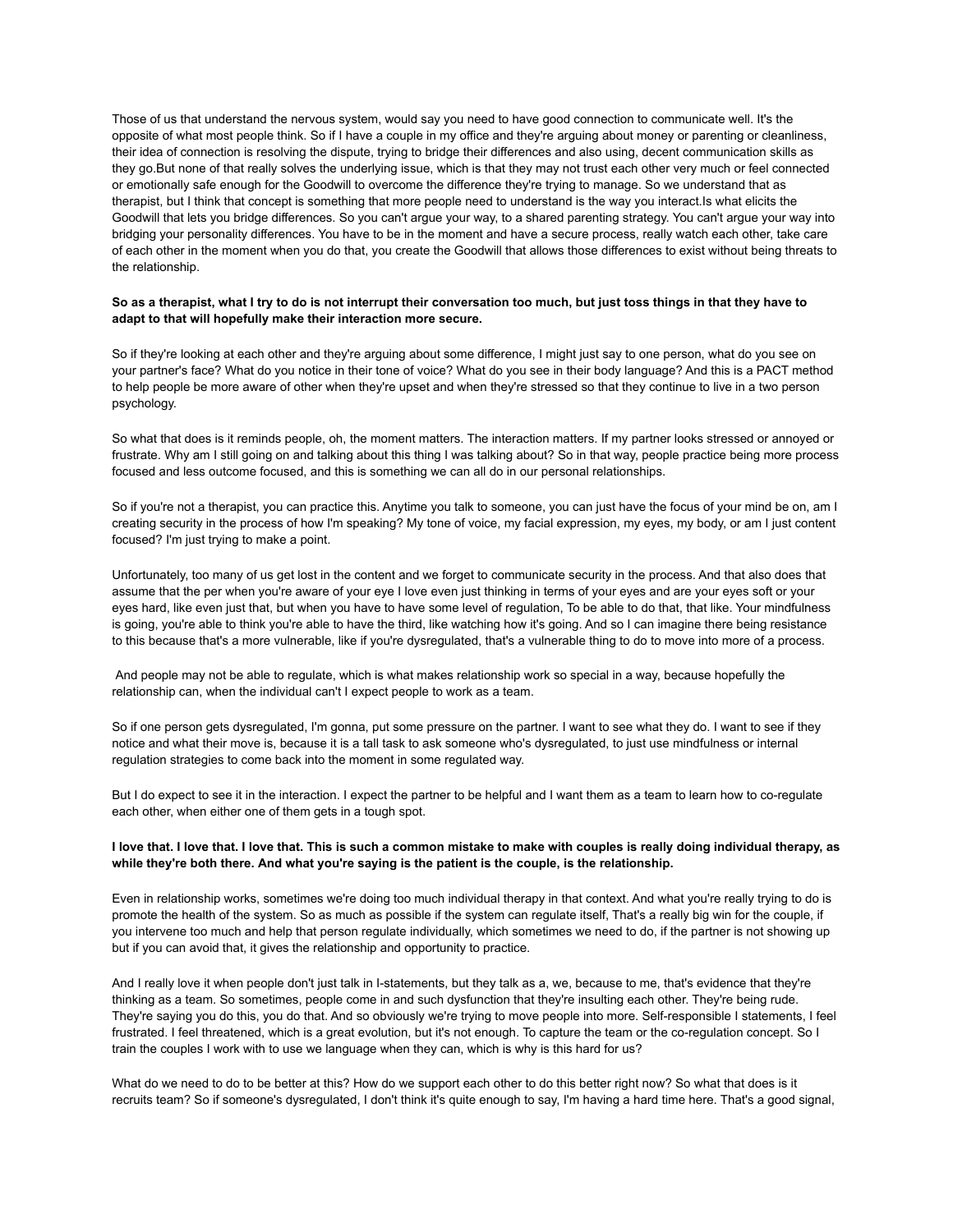Those of us that understand the nervous system, would say you need to have good connection to communicate well. It's the opposite of what most people think. So if I have a couple in my office and they're arguing about money or parenting or cleanliness, their idea of connection is resolving the dispute, trying to bridge their differences and also using, decent communication skills as they go.But none of that really solves the underlying issue, which is that they may not trust each other very much or feel connected or emotionally safe enough for the Goodwill to overcome the difference they're trying to manage. So we understand that as therapist, but I think that concept is something that more people need to understand is the way you interact.Is what elicits the Goodwill that lets you bridge differences. So you can't argue your way, to a shared parenting strategy. You can't argue your way into bridging your personality differences. You have to be in the moment and have a secure process, really watch each other, take care of each other in the moment when you do that, you create the Goodwill that allows those differences to exist without being threats to the relationship.

**So as a therapist, what I try to do is not interrupt their conversation too much, but just toss things in that they have to adapt to that will hopefully make their interaction more secure.**

So if they're looking at each other and they're arguing about some difference, I might just say to one person, what do you see on your partner's face? What do you notice in their tone of voice? What do you see in their body language? And this is a PACT method to help people be more aware of other when they're upset and when they're stressed so that they continue to live in a two person psychology.

So what that does is it reminds people, oh, the moment matters. The interaction matters. If my partner looks stressed or annoyed or frustrate. Why am I still going on and talking about this thing I was talking about? So in that way, people practice being more process focused and less outcome focused, and this is something we can all do in our personal relationships.

So if you're not a therapist, you can practice this. Anytime you talk to someone, you can just have the focus of your mind be on, am I creating security in the process of how I'm speaking? My tone of voice, my facial expression, my eyes, my body, or am I just content focused? I'm just trying to make a point.

Unfortunately, too many of us get lost in the content and we forget to communicate security in the process. And that also does that assume that the per when you're aware of your eye I love even just thinking in terms of your eyes and are your eyes soft or your eyes hard, like even just that, but when you have to have some level of regulation, To be able to do that, that like. Your mindfulness is going, you're able to think you're able to have the third, like watching how it's going. And so I can imagine there being resistance to this because that's a more vulnerable, like if you're dysregulated, that's a vulnerable thing to do to move into more of a process.

And people may not be able to regulate, which is what makes relationship work so special in a way, because hopefully the relationship can, when the individual can't I expect people to work as a team.

So if one person gets dysregulated, I'm gonna, put some pressure on the partner. I want to see what they do. I want to see if they notice and what their move is, because it is a tall task to ask someone who's dysregulated, to just use mindfulness or internal regulation strategies to come back into the moment in some regulated way.

But I do expect to see it in the interaction. I expect the partner to be helpful and I want them as a team to learn how to co-regulate each other, when either one of them gets in a tough spot.

**I love that. I love that. I love that. This is such a common mistake to make with couples is really doing individual therapy, as while they're both there. And what you're saying is the patient is the couple, is the relationship.**

Even in relationship works, sometimes we're doing too much individual therapy in that context. And what you're really trying to do is promote the health of the system. So as much as possible if the system can regulate itself, That's a really big win for the couple, if you intervene too much and help that person regulate individually, which sometimes we need to do, if the partner is not showing up but if you can avoid that, it gives the relationship and opportunity to practice.

And I really love it when people don't just talk in I-statements, but they talk as a, we, because to me, that's evidence that they're thinking as a team. So sometimes, people come in and such dysfunction that they're insulting each other. They're being rude. They're saying you do this, you do that. And so obviously we're trying to move people into more. Self-responsible I statements, I feel frustrated. I feel threatened, which is a great evolution, but it's not enough. To capture the team or the co-regulation concept. So I train the couples I work with to use we language when they can, which is why is this hard for us?

What do we need to do to be better at this? How do we support each other to do this better right now? So what that does is it recruits team? So if someone's dysregulated, I don't think it's quite enough to say, I'm having a hard time here. That's a good signal,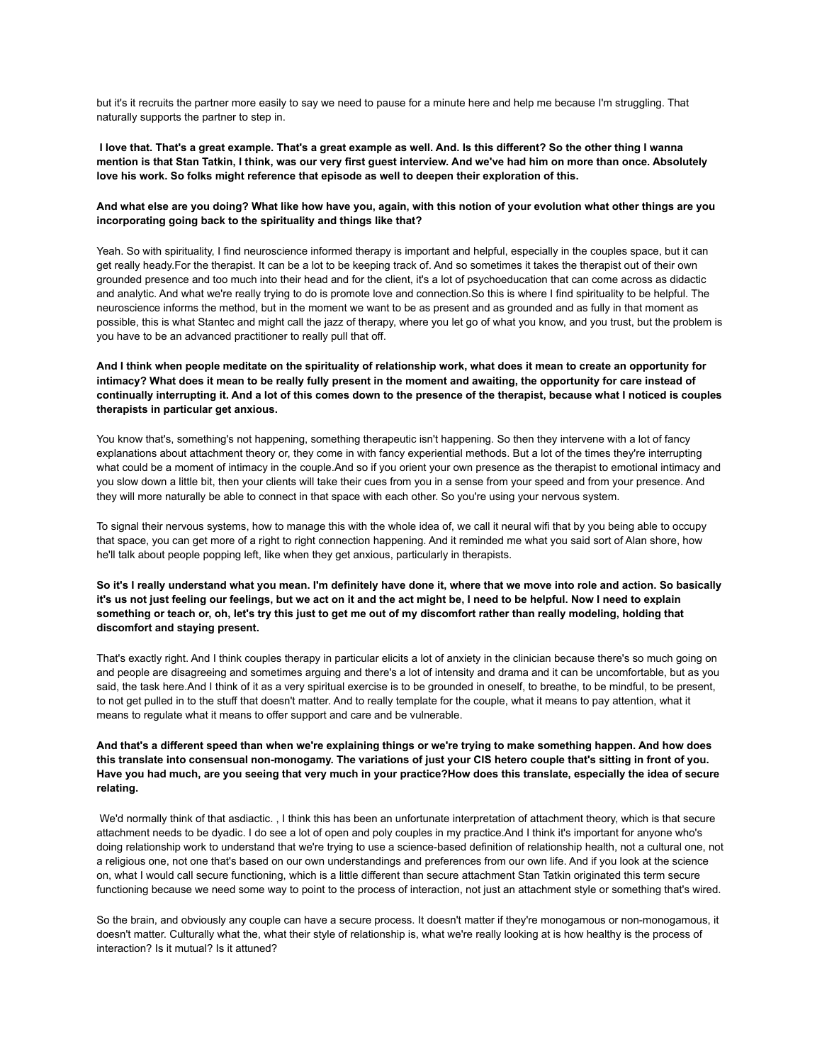but it's it recruits the partner more easily to say we need to pause for a minute here and help me because I'm struggling. That naturally supports the partner to step in.

**I love that. That's a great example. That's a great example as well. And. Is this different? So the other thing I wanna mention is that Stan Tatkin, I think, was our very first guest interview. And we've had him on more than once. Absolutely love his work. So folks might reference that episode as well to deepen their exploration of this.**

**And what else are you doing? What like how have you, again, with this notion of your evolution what other things are you incorporating going back to the spirituality and things like that?**

Yeah. So with spirituality, I find neuroscience informed therapy is important and helpful, especially in the couples space, but it can get really heady.For the therapist. It can be a lot to be keeping track of. And so sometimes it takes the therapist out of their own grounded presence and too much into their head and for the client, it's a lot of psychoeducation that can come across as didactic and analytic. And what we're really trying to do is promote love and connection.So this is where I find spirituality to be helpful. The neuroscience informs the method, but in the moment we want to be as present and as grounded and as fully in that moment as possible, this is what Stantec and might call the jazz of therapy, where you let go of what you know, and you trust, but the problem is you have to be an advanced practitioner to really pull that off.

**And I think when people meditate on the spirituality of relationship work, what does it mean to create an opportunity for intimacy? What does it mean to be really fully present in the moment and awaiting, the opportunity for care instead of continually interrupting it. And a lot of this comes down to the presence of the therapist, because what I noticed is couples therapists in particular get anxious.**

You know that's, something's not happening, something therapeutic isn't happening. So then they intervene with a lot of fancy explanations about attachment theory or, they come in with fancy experiential methods. But a lot of the times they're interrupting what could be a moment of intimacy in the couple.And so if you orient your own presence as the therapist to emotional intimacy and you slow down a little bit, then your clients will take their cues from you in a sense from your speed and from your presence. And they will more naturally be able to connect in that space with each other. So you're using your nervous system.

To signal their nervous systems, how to manage this with the whole idea of, we call it neural wifi that by you being able to occupy that space, you can get more of a right to right connection happening. And it reminded me what you said sort of Alan shore, how he'll talk about people popping left, like when they get anxious, particularly in therapists.

**So it's I really understand what you mean. I'm definitely have done it, where that we move into role and action. So basically it's us not just feeling our feelings, but we act on it and the act might be, I need to be helpful. Now I need to explain something or teach or, oh, let's try this just to get me out of my discomfort rather than really modeling, holding that discomfort and staying present.**

That's exactly right. And I think couples therapy in particular elicits a lot of anxiety in the clinician because there's so much going on and people are disagreeing and sometimes arguing and there's a lot of intensity and drama and it can be uncomfortable, but as you said, the task here.And I think of it as a very spiritual exercise is to be grounded in oneself, to breathe, to be mindful, to be present, to not get pulled in to the stuff that doesn't matter. And to really template for the couple, what it means to pay attention, what it means to regulate what it means to offer support and care and be vulnerable.

**And that's a different speed than when we're explaining things or we're trying to make something happen. And how does this translate into consensual non-monogamy. The variations of just your CIS hetero couple that's sitting in front of you. Have you had much, are you seeing that very much in your practice?How does this translate, especially the idea of secure relating.**

We'd normally think of that asdiactic. , I think this has been an unfortunate interpretation of attachment theory, which is that secure attachment needs to be dyadic. I do see a lot of open and poly couples in my practice.And I think it's important for anyone who's doing relationship work to understand that we're trying to use a science-based definition of relationship health, not a cultural one, not a religious one, not one that's based on our own understandings and preferences from our own life. And if you look at the science on, what I would call secure functioning, which is a little different than secure attachment Stan Tatkin originated this term secure functioning because we need some way to point to the process of interaction, not just an attachment style or something that's wired.

So the brain, and obviously any couple can have a secure process. It doesn't matter if they're monogamous or non-monogamous, it doesn't matter. Culturally what the, what their style of relationship is, what we're really looking at is how healthy is the process of interaction? Is it mutual? Is it attuned?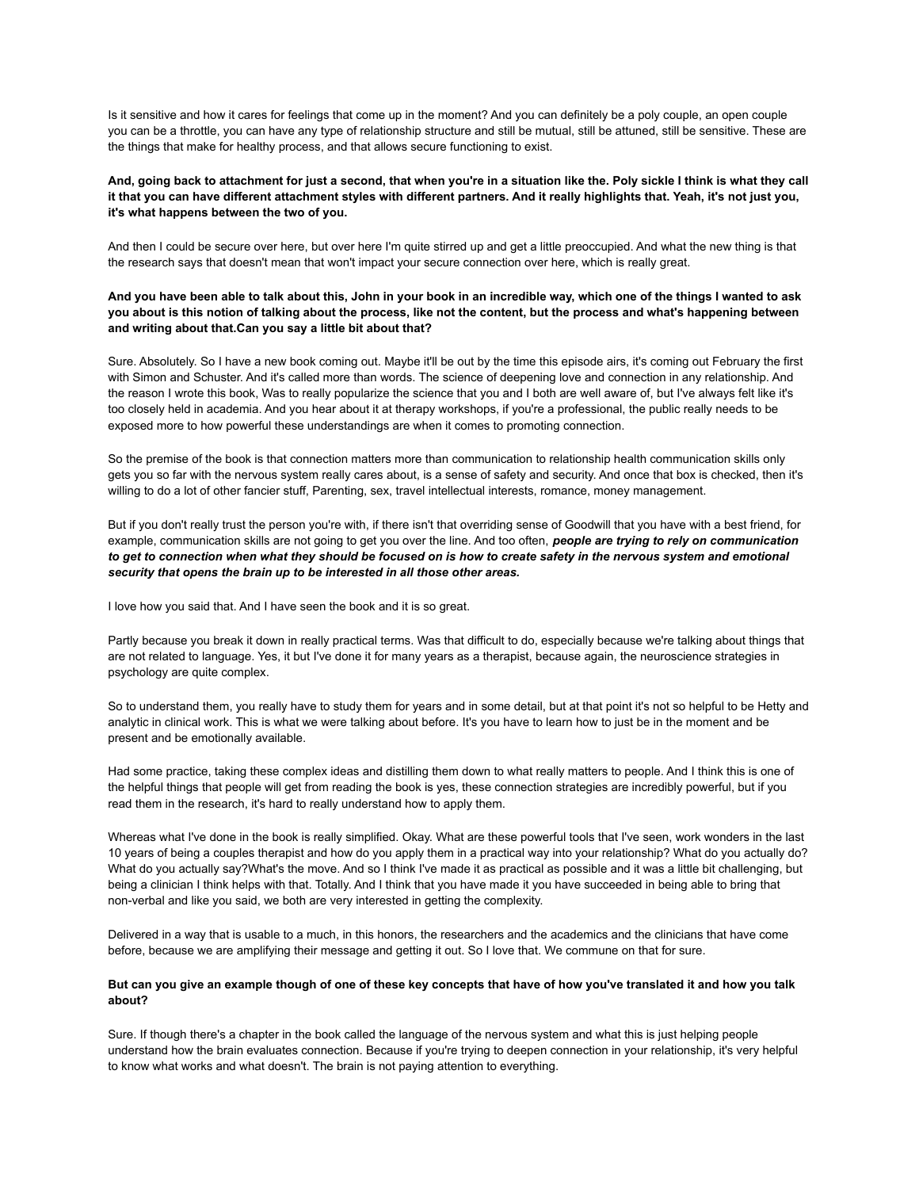Is it sensitive and how it cares for feelings that come up in the moment? And you can definitely be a poly couple, an open couple you can be a throttle, you can have any type of relationship structure and still be mutual, still be attuned, still be sensitive. These are the things that make for healthy process, and that allows secure functioning to exist.

**And, going back to attachment for just a second, that when you're in a situation like the. Poly sickle I think is what they call it that you can have different attachment styles with different partners. And it really highlights that. Yeah, it's not just you, it's what happens between the two of you.**

And then I could be secure over here, but over here I'm quite stirred up and get a little preoccupied. And what the new thing is that the research says that doesn't mean that won't impact your secure connection over here, which is really great.

**And you have been able to talk about this, John in your book in an incredible way, which one of the things I wanted to ask you about is this notion of talking about the process, like not the content, but the process and what's happening between and writing about that.Can you say a little bit about that?**

Sure. Absolutely. So I have a new book coming out. Maybe it'll be out by the time this episode airs, it's coming out February the first with Simon and Schuster. And it's called more than words. The science of deepening love and connection in any relationship. And the reason I wrote this book, Was to really popularize the science that you and I both are well aware of, but I've always felt like it's too closely held in academia. And you hear about it at therapy workshops, if you're a professional, the public really needs to be exposed more to how powerful these understandings are when it comes to promoting connection.

So the premise of the book is that connection matters more than communication to relationship health communication skills only gets you so far with the nervous system really cares about, is a sense of safety and security. And once that box is checked, then it's willing to do a lot of other fancier stuff, Parenting, sex, travel intellectual interests, romance, money management.

But if you don't really trust the person you're with, if there isn't that overriding sense of Goodwill that you have with a best friend, for example, communication skills are not going to get you over the line. And too often, ***people are trying to rely on communication to get to connection when what they should be focused on is how to create safety in the nervous system and emotional security that opens the brain up to be interested in all those other areas.***

I love how you said that. And I have seen the book and it is so great.

Partly because you break it down in really practical terms. Was that difficult to do, especially because we're talking about things that are not related to language. Yes, it, but I've done it for many years as a therapist, because again, the neuroscience strategies in psychology are quite complex.

So to understand them, you really have to study them for years and in some detail, but at that point it's not so helpful to be Hetty and analytic in clinical work. This is what we were talking about before. It's you have to learn how to just be in the moment and be present and be emotionally available.

Had some practice, taking these complex ideas and distilling them down to what really matters to people. And I think this is one of the helpful things that people will get from reading the book is yes, these connection strategies are incredibly powerful, but if you read them in the research, it's hard to really understand how to apply them.

Whereas what I've done in the book is really simplified. Okay. What are these powerful tools that I've seen, work wonders in the last 10 years of being a couples therapist and how do you apply them in a practical way into your relationship? What do you actually do? What do you actually say?What's the move. And so I think I've made it as practical as possible and it was a little bit challenging, but being a clinician I think helps with that. Totally. And I think that you have made it you have succeeded in being able to bring that non-verbal and like you said, we both are very interested in getting the complexity.

Delivered in a way that is usable to a much, in this honors, the researchers and the academics and the clinicians that have come before, because we are amplifying their message and getting it out. So I love that. We commune on that for sure.

**But can you give an example though of one of these key concepts that have of how you've translated it and how you talk about?**

Sure. If though there's a chapter in the book called the language of the nervous system and what this is just helping people understand how the brain evaluates connection. Because if you're trying to deepen connection in your relationship, it's very helpful to know what works and what doesn't. The brain is not paying attention to everything.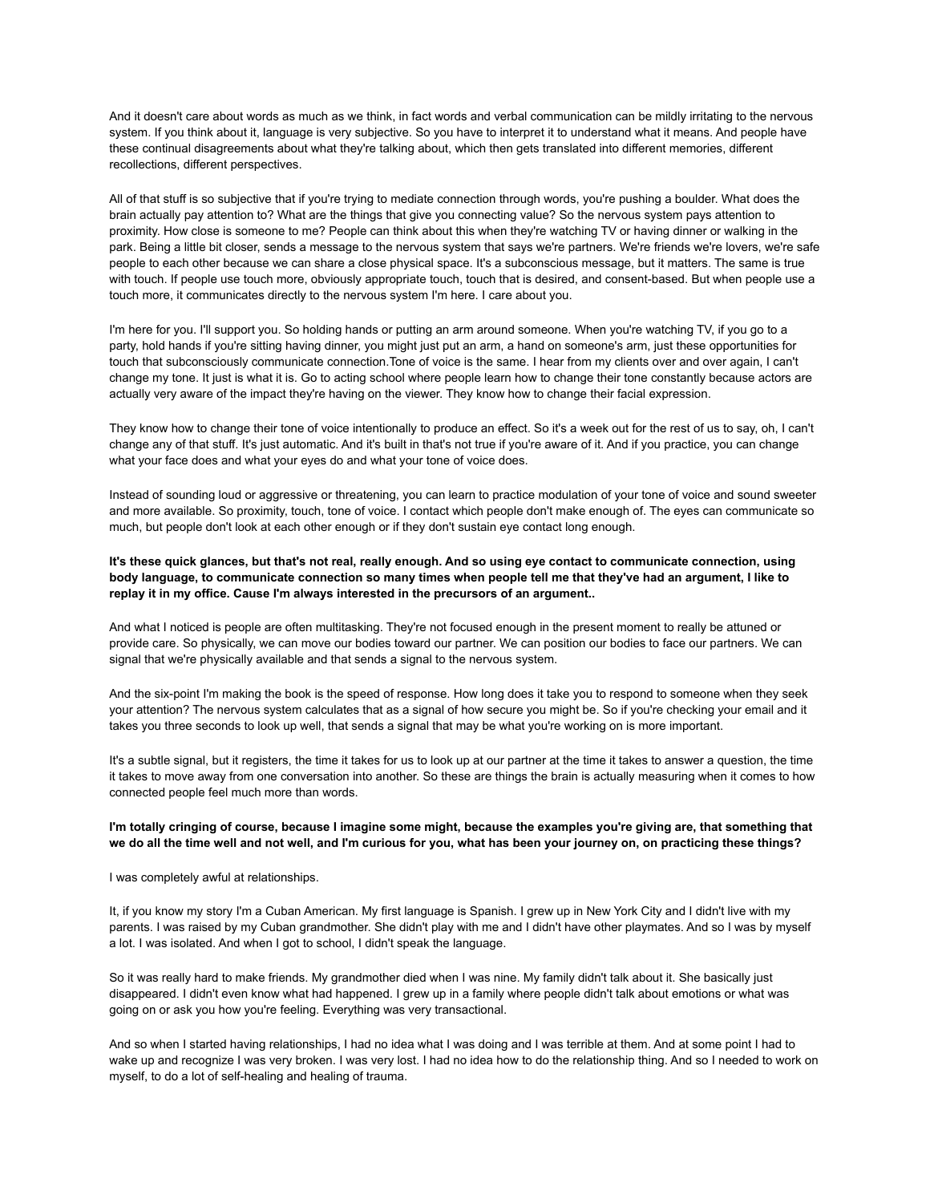And it doesn't care about words as much as we think, in fact words and verbal communication can be mildly irritating to the nervous system. If you think about it, language is very subjective. So you have to interpret it to understand what it means. And people have these continual disagreements about what they're talking about, which then gets translated into different memories, different recollections, different perspectives.

All of that stuff is so subjective that if you're trying to mediate connection through words, you're pushing a boulder. What does the brain actually pay attention to? What are the things that give you connecting value? So the nervous system pays attention to proximity. How close is someone to me? People can think about this when they're watching TV or having dinner or walking in the park. Being a little bit closer, sends a message to the nervous system that says we're partners. We're friends we're lovers, we're safe people to each other because we can share a close physical space. It's a subconscious message, but it matters. The same is true with touch. If people use touch more, obviously appropriate touch, touch that is desired, and consent-based. But when people use a touch more, it communicates directly to the nervous system I'm here. I care about you.

I'm here for you. I'll support you. So holding hands or putting an arm around someone. When you're watching TV, if you go to a party, hold hands if you're sitting having dinner, you might just put an arm, a hand on someone's arm, just these opportunities for touch that subconsciously communicate connection.Tone of voice is the same. I hear from my clients over and over again, I can't change my tone. It just is what it is. Go to acting school where people learn how to change their tone constantly because actors are actually very aware of the impact they're having on the viewer. They know how to change their facial expression.

They know how to change their tone of voice intentionally to produce an effect. So it's a week out for the rest of us to say, oh, I can't change any of that stuff. It's just automatic. And it's built in that's not true if you're aware of it. And if you practice, you can change what your face does and what your eyes do and what your tone of voice does.

Instead of sounding loud or aggressive or threatening, you can learn to practice modulation of your tone of voice and sound sweeter and more available. So proximity, touch, tone of voice. I contact which people don't make enough of. The eyes can communicate so much, but people don't look at each other enough or if they don't sustain eye contact long enough.

**It's these quick glances, but that's not real, really enough. And so using eye contact to communicate connection, using body language, to communicate connection so many times when people tell me that they've had an argument, I like to replay it in my office. Cause I'm always interested in the precursors of an argument..**

And what I noticed is people are often multitasking. They're not focused enough in the present moment to really be attuned or provide care. So physically, we can move our bodies toward our partner. We can position our bodies to face our partners. We can signal that we're physically available and that sends a signal to the nervous system.

And the six-point I'm making the book is the speed of response. How long does it take you to respond to someone when they seek your attention? The nervous system calculates that as a signal of how secure you might be. So if you're checking your email and it takes you three seconds to look up well, that sends a signal that may be what you're working on is more important.

It's a subtle signal, but it registers, the time it takes for us to look up at our partner at the time it takes to answer a question, the time it takes to move away from one conversation into another. So these are things the brain is actually measuring when it comes to how connected people feel much more than words.

**I'm totally cringing of course, because I imagine some might, because the examples you're giving are, that something that we do all the time well and not well, and I'm curious for you, what has been your journey on, on practicing these things?**

I was completely awful at relationships.

It, if you know my story I'm a Cuban American. My first language is Spanish. I grew up in New York City and I didn't live with my parents. I was raised by my Cuban grandmother. She didn't play with me and I didn't have other playmates. And so I was by myself a lot. I was isolated. And when I got to school, I didn't speak the language.

So it was really hard to make friends. My grandmother died when I was nine. My family didn't talk about it. She basically just disappeared. I didn't even know what had happened. I grew up in a family where people didn't talk about emotions or what was going on or ask you how you're feeling. Everything was very transactional.

And so when I started having relationships, I had no idea what I was doing and I was terrible at them. And at some point I had to wake up and recognize I was very broken. I was very lost. I had no idea how to do the relationship thing. And so I needed to work on myself, to do a lot of self-healing and healing of trauma.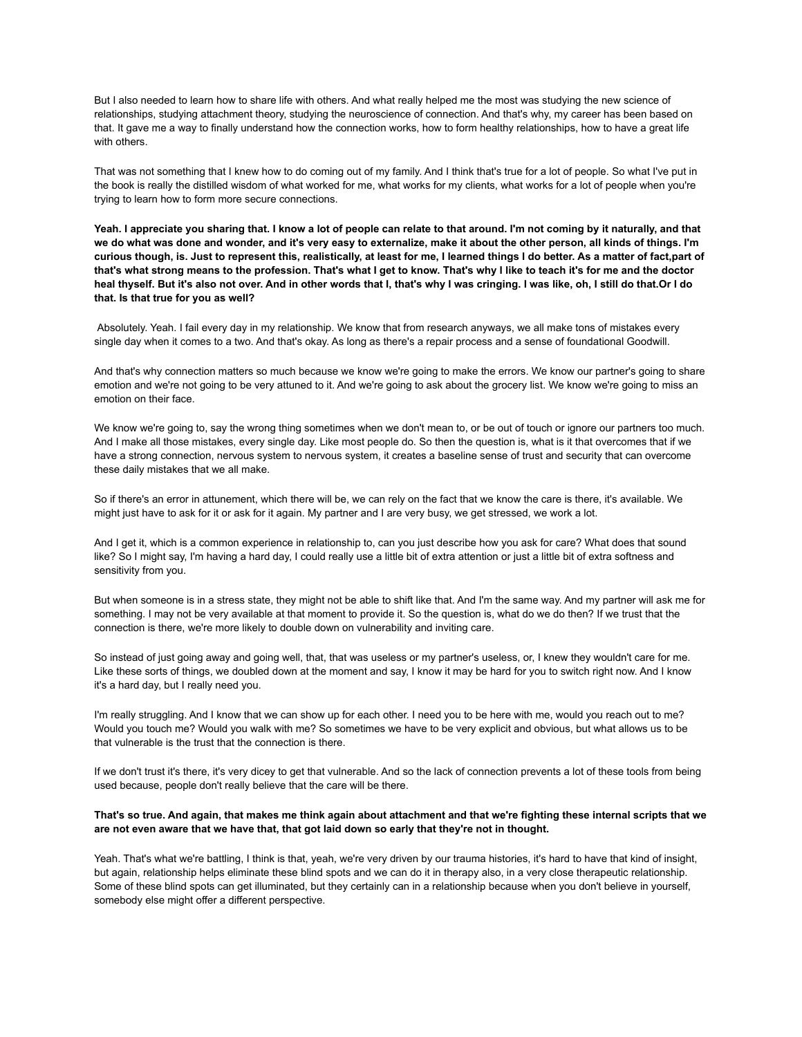But I also needed to learn how to share life with others. And what really helped me the most was studying the new science of relationships, studying attachment theory, studying the neuroscience of connection. And that's why, my career has been based on that. It gave me a way to finally understand how the connection works, how to form healthy relationships, how to have a great life with others.

That was not something that I knew how to do coming out of my family. And I think that's true for a lot of people. So what I've put in the book is really the distilled wisdom of what worked for me, what works for my clients, what works for a lot of people when you're trying to learn how to form more secure connections.

**Yeah. I appreciate you sharing that. I know a lot of people can relate to that around. I'm not coming by it naturally, and that we do what was done and wonder, and it's very easy to externalize, make it about the other person, all kinds of things. I'm curious though, is. Just to represent this, realistically, at least for me, I learned things I do better. As a matter of fact,part of that's what strong means to the profession. That's what I get to know. That's why I like to teach it's for me and the doctor heal thyself. But it's also not over. And in other words that I, that's why I was cringing. I was like, oh, I still do that.Or I do that. Is that true for you as well?**

Absolutely. Yeah. I fail every day in my relationship. We know that from research anyways, we all make tons of mistakes every single day when it comes to a two. And that's okay. As long as there's a repair process and a sense of foundational Goodwill.

And that's why connection matters so much because we know we're going to make the errors. We know our partner's going to share emotion and we're not going to be very attuned to it. And we're going to ask about the grocery list. We know we're going to miss an emotion on their face.

We know we're going to, say the wrong thing sometimes when we don't mean to, or be out of touch or ignore our partners too much. And I make all those mistakes, every single day. Like most people do. So then the question is, what is it that overcomes that if we have a strong connection, nervous system to nervous system, it creates a baseline sense of trust and security that can overcome these daily mistakes that we all make.

So if there's an error in attunement, which there will be, we can rely on the fact that we know the care is there, it's available. We might just have to ask for it or ask for it again. My partner and I are very busy, we get stressed, we work a lot.

And I get it, which is a common experience in relationship to, can you just describe how you ask for care? What does that sound like? So I might say, I'm having a hard day, I could really use a little bit of extra attention or just a little bit of extra softness and sensitivity from you.

But when someone is in a stress state, they might not be able to shift like that. And I'm the same way. And my partner will ask me for something. I may not be very available at that moment to provide it. So the question is, what do we do then? If we trust that the connection is there, we're more likely to double down on vulnerability and inviting care.

So instead of just going away and going well, that, that was useless or my partner's useless, or, I knew they wouldn't care for me. Like these sorts of things, we doubled down at the moment and say, I know it may be hard for you to switch right now. And I know it's a hard day, but I really need you.

I'm really struggling. And I know that we can show up for each other. I need you to be here with me, would you reach out to me? Would you touch me? Would you walk with me? So sometimes we have to be very explicit and obvious, but what allows us to be that vulnerable is the trust that the connection is there.

If we don't trust it's there, it's very dicey to get that vulnerable. And so the lack of connection prevents a lot of these tools from being used because, people don't really believe that the care will be there.

**That's so true. And again, that makes me think again about attachment and that we're fighting these internal scripts that we are not even aware that we have that, that got laid down so early that they're not in thought.**

Yeah. That's what we're battling, I think is that, yeah, we're very driven by our trauma histories, it's hard to have that kind of insight, but again, relationship helps eliminate these blind spots and we can do it in therapy also, in a very close therapeutic relationship. Some of these blind spots can get illuminated, but they certainly can in a relationship because when you don't believe in yourself, somebody else might offer a different perspective.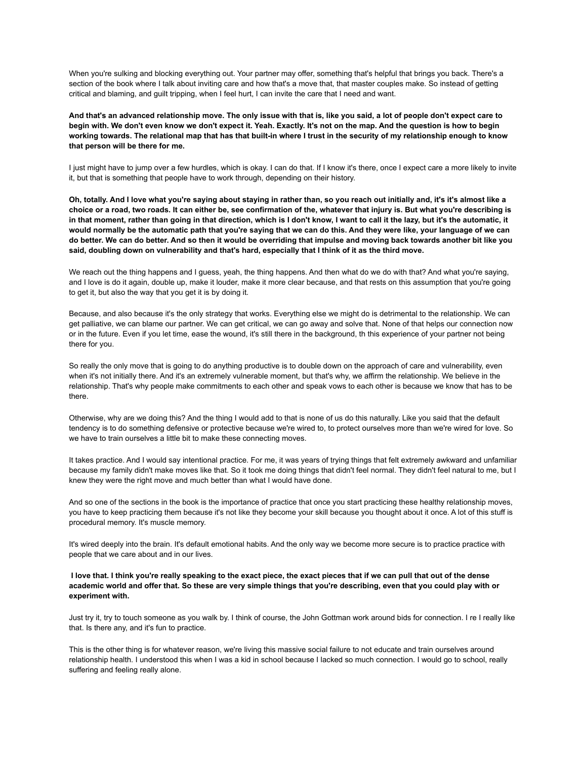When you're sulking and blocking everything out. Your partner may offer, something that's helpful that brings you back. There's a section of the book where I talk about inviting care and how that's a move that, that master couples make. So instead of getting critical and blaming, and guilt tripping, when I feel hurt, I can invite the care that I need and want.

**And that's an advanced relationship move. The only issue with that is, like you said, a lot of people don't expect care to begin with. We don't even know we don't expect it. Yeah. Exactly. It's not on the map. And the question is how to begin working towards. The relational map that has that built-in where I trust in the security of my relationship enough to know that person will be there for me.**

I just might have to jump over a few hurdles, which is okay. I can do that. If I know it's there, once I expect care a more likely to invite it, but that is something that people have to work through, depending on their history.

**Oh, totally. And I love what you're saying about staying in rather than, so you reach out initially and, it's it's almost like a choice or a road, two roads. It can either be, see confirmation of the, whatever that injury is. But what you're describing is in that moment, rather than going in that direction, which is I don't know, I want to call it the lazy, but it's the automatic, it would normally be the automatic path that you're saying that we can do this. And they were like, your language of we can do better. We can do better. And so then it would be overriding that impulse and moving back towards another bit like you said, doubling down on vulnerability and that's hard, especially that I think of it as the third move.**

We reach out the thing happens and I guess, yeah, the thing happens. And then what do we do with that? And what you're saying, and I love is do it again, double up, make it louder, make it more clear because, and that rests on this assumption that you're going to get it, but also the way that you get it is by doing it.

Because, and also because it's the only strategy that works. Everything else we might do is detrimental to the relationship. We can get palliative, we can blame our partner. We can get critical, we can go away and solve that. None of that helps our connection now or in the future. Even if you let time, ease the wound, it's still there in the background, th this experience of your partner not being there for you.

So really the only move that is going to do anything productive is to double down on the approach of care and vulnerability, even when it's not initially there. And it's an extremely vulnerable moment, but that's why, we affirm the relationship. We believe in the relationship. That's why people make commitments to each other and speak vows to each other is because we know that has to be there.

Otherwise, why are we doing this? And the thing I would add to that is none of us do this naturally. Like you said that the default tendency is to do something defensive or protective because we're wired to, to protect ourselves more than we're wired for love. So we have to train ourselves a little bit to make these connecting moves.

It takes practice. And I would say intentional practice. For me, it was years of trying things that felt extremely awkward and unfamiliar because my family didn't make moves like that. So it took me doing things that didn't feel normal. They didn't feel natural to me, but I knew they were the right move and much better than what I would have done.

And so one of the sections in the book is the importance of practice that once you start practicing these healthy relationship moves, you have to keep practicing them because it's not like they become your skill because you thought about it once. A lot of this stuff is procedural memory. It's muscle memory.

It's wired deeply into the brain. It's default emotional habits. And the only way we become more secure is to practice practice with people that we care about and in our lives.

**I love that. I think you're really speaking to the exact piece, the exact pieces that if we can pull that out of the dense academic world and offer that. So these are very simple things that you're describing, even that you could play with or experiment with.**

Just try it, try to touch someone as you walk by. I think of course, the John Gottman work around bids for connection. I re I really like that. Is there any, and it's fun to practice.

This is the other thing is for whatever reason, we're living this massive social failure to not educate and train ourselves around relationship health. I understood this when I was a kid in school because I lacked so much connection. I would go to school, really suffering and feeling really alone.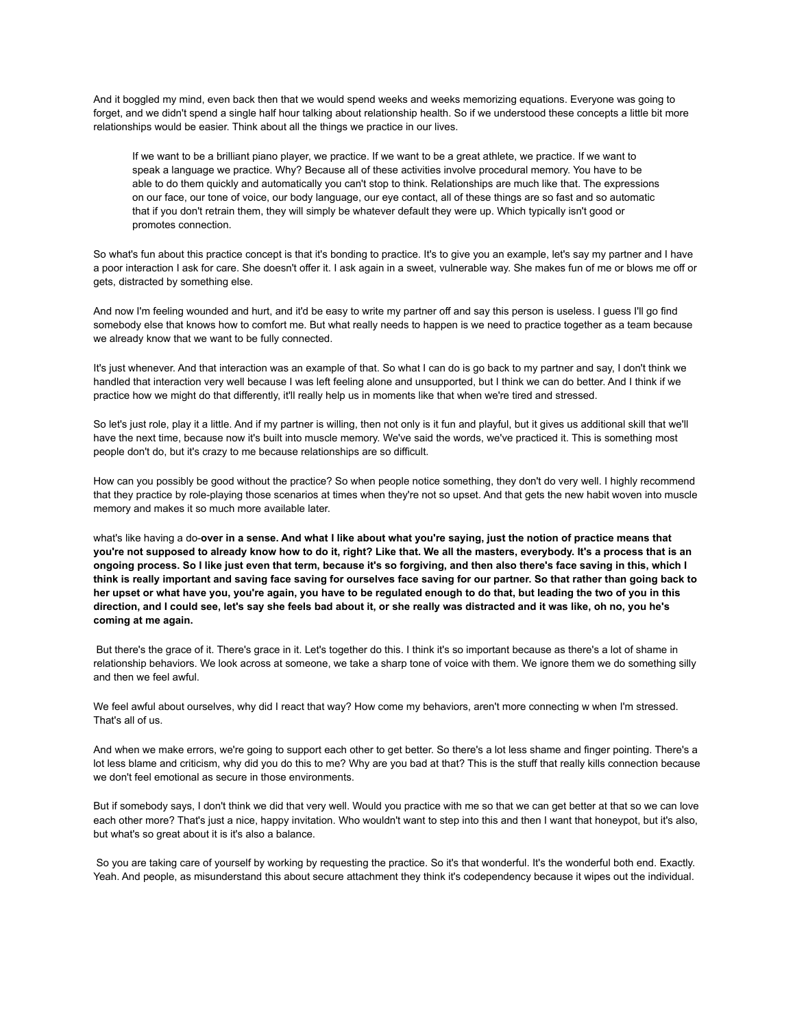And it boggled my mind, even back then that we would spend weeks and weeks memorizing equations. Everyone was going to forget, and we didn't spend a single half hour talking about relationship health. So if we understood these concepts a little bit more relationships would be easier. Think about all the things we practice in our lives.

> If we want to be a brilliant piano player, we practice. If we want to be a great athlete, we practice. If we want to speak a language we practice. Why? Because all of these activities involve procedural memory. You have to be able to do them quickly and automatically you can't stop to think. Relationships are much like that. The expressions on our face, our tone of voice, our body language, our eye contact, all of these things are so fast and so automatic that if you don't retrain them, they will simply be whatever default they were up. Which typically isn't good or promotes connection.

So what's fun about this practice concept is that it's bonding to practice. It's to give you an example, let's say my partner and I have a poor interaction I ask for care. She doesn't offer it. I ask again in a sweet, vulnerable way. She makes fun of me or blows me off or gets, distracted by something else.

And now I'm feeling wounded and hurt, and it'd be easy to write my partner off and say this person is useless. I guess I'll go find somebody else that knows how to comfort me. But what really needs to happen is we need to practice together as a team because we already know that we want to be fully connected.

It's just whenever. And that interaction was an example of that. So what I can do is go back to my partner and say, I don't think we handled that interaction very well because I was left feeling alone and unsupported, but I think we can do better. And I think if we practice how we might do that differently, it'll really help us in moments like that when we're tired and stressed.

So let's just role, play it a little. And if my partner is willing, then not only is it fun and playful, but it gives us additional skill that we'll have the next time, because now it's built into muscle memory. We've said the words, we've practiced it. This is something most people don't do, but it's crazy to me because relationships are so difficult.

How can you possibly be good without the practice? So when people notice something, they don't do very well. I highly recommend that they practice by role-playing those scenarios at times when they're not so upset. And that gets the new habit woven into muscle memory and makes it so much more available later.

what's like having a do-**over in a sense. And what I like about what you're saying, just the notion of practice means that you're not supposed to already know how to do it, right? Like that. We all the masters, everybody. It's a process that is an ongoing process. So I like just even that term, because it's so forgiving, and then also there's face saving in this, which I think is really important and saving face saving for ourselves face saving for our partner. So that rather than going back to her upset or what have you, you're again, you have to be regulated enough to do that, but leading the two of you in this direction, and I could see, let's say she feels bad about it, or she really was distracted and it was like, oh no, you he's coming at me again.**

But there's the grace of it. There's grace in it. Let's together do this. I think it's so important because as there's a lot of shame in relationship behaviors. We look across at someone, we take a sharp tone of voice with them. We ignore them we do something silly and then we feel awful.

We feel awful about ourselves, why did I react that way? How come my behaviors, aren't more connecting w when I'm stressed. That's all of us.

And when we make errors, we're going to support each other to get better. So there's a lot less shame and finger pointing. There's a lot less blame and criticism, why did you do this to me? Why are you bad at that? This is the stuff that really kills connection because we don't feel emotional as secure in those environments.

But if somebody says, I don't think we did that very well. Would you practice with me so that we can get better at that so we can love each other more? That's just a nice, happy invitation. Who wouldn't want to step into this and then I want that honeypot, but it's also, but what's so great about it is it's also a balance.

So you are taking care of yourself by working by requesting the practice. So it's that wonderful. It's the wonderful both end. Exactly. Yeah. And people, as misunderstand this about secure attachment they think it's codependency because it wipes out the individual.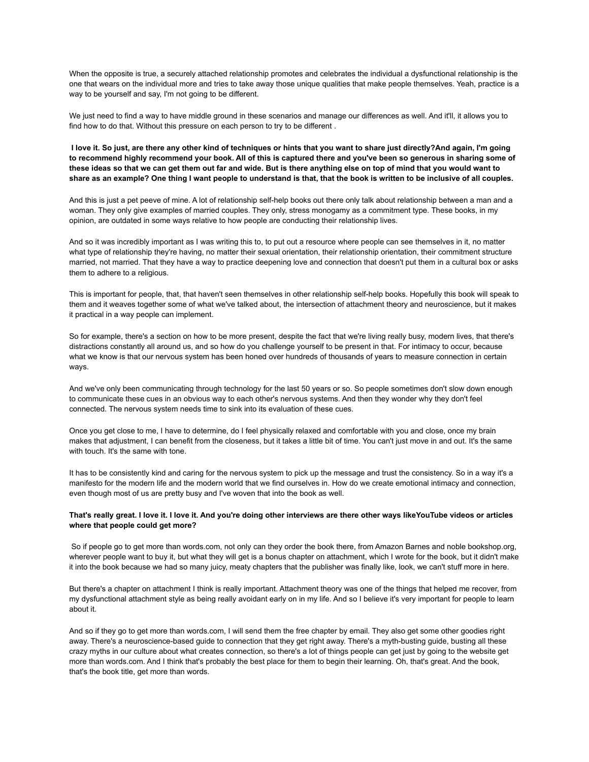When the opposite is true, a securely attached relationship promotes and celebrates the individual a dysfunctional relationship is the one that wears on the individual more and tries to take away those unique qualities that make people themselves. Yeah, practice is a way to be yourself and say, I'm not going to be different.

We just need to find a way to have middle ground in these scenarios and manage our differences as well. And it'll, it allows you to find how to do that. Without this pressure on each person to try to be different .

**I love it. So just, are there any other kind of techniques or hints that you want to share just directly?And again, I'm going to recommend highly recommend your book. All of this is captured there and you've been so generous in sharing some of these ideas so that we can get them out far and wide. But is there anything else on top of mind that you would want to share as an example? One thing I want people to understand is that, that the book is written to be inclusive of all couples.**

And this is just a pet peeve of mine. A lot of relationship self-help books out there only talk about relationship between a man and a woman. They only give examples of married couples. They only, stress monogamy as a commitment type. These books, in my opinion, are outdated in some ways relative to how people are conducting their relationship lives.

And so it was incredibly important as I was writing this to, to put out a resource where people can see themselves in it, no matter what type of relationship they're having, no matter their sexual orientation, their relationship orientation, their commitment structure married, not married. That they have a way to practice deepening love and connection that doesn't put them in a cultural box or asks them to adhere to a religious.

This is important for people, that, that haven't seen themselves in other relationship self-help books. Hopefully this book will speak to them and it weaves together some of what we've talked about, the intersection of attachment theory and neuroscience, but it makes it practical in a way people can implement.

So for example, there's a section on how to be more present, despite the fact that we're living really busy, modern lives, that there's distractions constantly all around us, and so how do you challenge yourself to be present in that. For intimacy to occur, because what we know is that our nervous system has been honed over hundreds of thousands of years to measure connection in certain ways.

And we've only been communicating through technology for the last 50 years or so. So people sometimes don't slow down enough to communicate these cues in an obvious way to each other's nervous systems. And then they wonder why they don't feel connected. The nervous system needs time to sink into its evaluation of these cues.

Once you get close to me, I have to determine, do I feel physically relaxed and comfortable with you and close, once my brain makes that adjustment, I can benefit from the closeness, but it takes a little bit of time. You can't just move in and out. It's the same with touch. It's the same with tone.

It has to be consistently kind and caring for the nervous system to pick up the message and trust the consistency. So in a way it's a manifesto for the modern life and the modern world that we find ourselves in. How do we create emotional intimacy and connection, even though most of us are pretty busy and I've woven that into the book as well.

**That's really great. I love it. I love it. And you're doing other interviews are there other ways likeYouTube videos or articles where that people could get more?**

So if people go to get more than words.com, not only can they order the book there, from Amazon Barnes and noble bookshop.org, wherever people want to buy it, but what they will get is a bonus chapter on attachment, which I wrote for the book, but it didn't make it into the book because we had so many juicy, meaty chapters that the publisher was finally like, look, we can't stuff more in here.

But there's a chapter on attachment I think is really important. Attachment theory was one of the things that helped me recover, from my dysfunctional attachment style as being really avoidant early on in my life. And so I believe it's very important for people to learn about it.

And so if they go to get more than words.com, I will send them the free chapter by email. They also get some other goodies right away. There's a neuroscience-based guide to connection that they get right away. There's a myth-busting guide, busting all these crazy myths in our culture about what creates connection, so there's a lot of things people can get just by going to the website get more than words.com. And I think that's probably the best place for them to begin their learning. Oh, that's great. And the book, that's the book title, get more than words.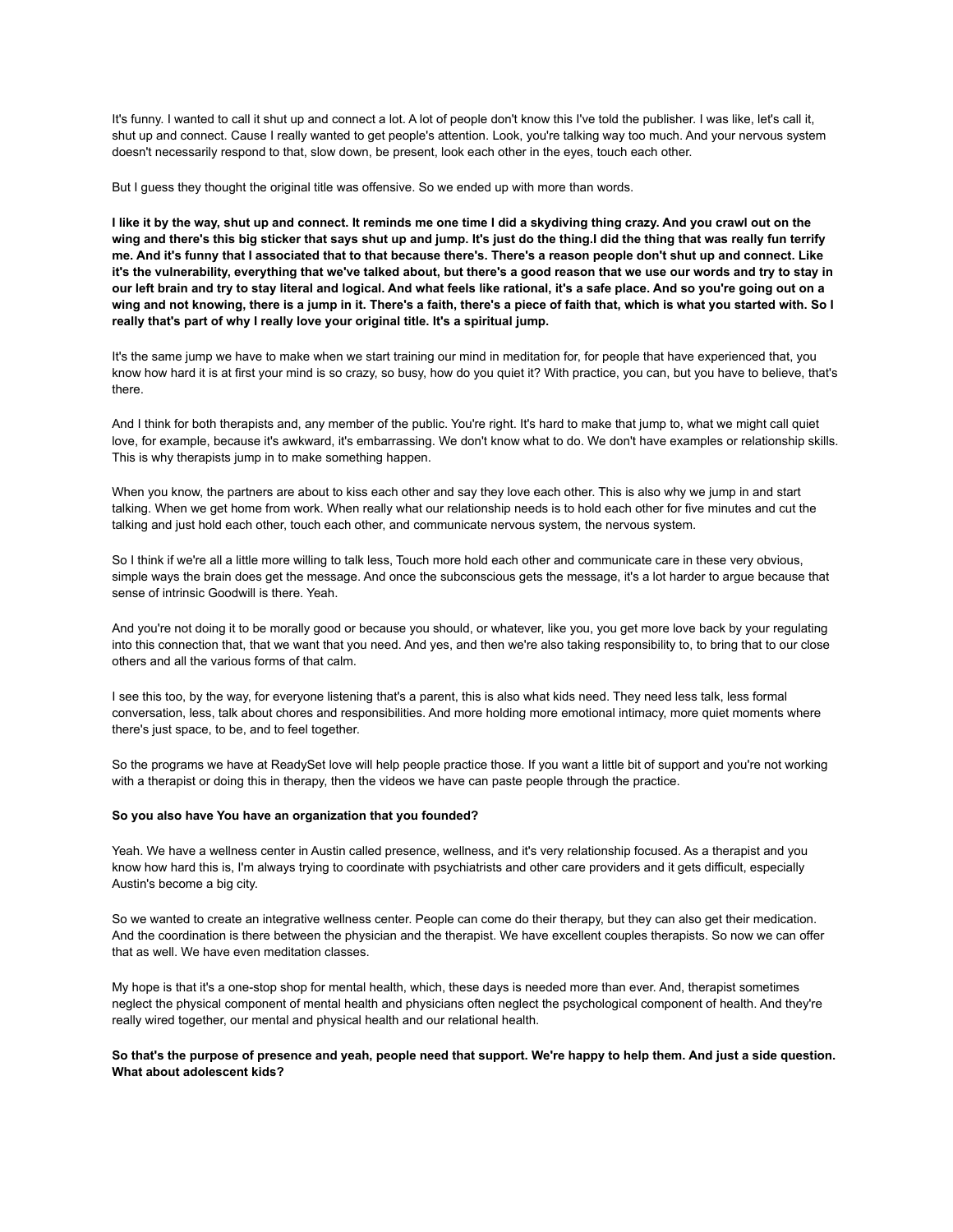It's funny. I wanted to call it shut up and connect a lot. A lot of people don't know this I've told the publisher. I was like, let's call it, shut up and connect. Cause I really wanted to get people's attention. Look, you're talking way too much. And your nervous system doesn't necessarily respond to that, slow down, be present, look each other in the eyes, touch each other.

But I guess they thought the original title was offensive. So we ended up with more than words.

**I like it by the way, shut up and connect. It reminds me one time I did a skydiving thing crazy. And you crawl out on the wing and there's this big sticker that says shut up and jump. It's just do the thing.I did the thing that was really fun terrify me. And it's funny that I associated that to that because there's. There's a reason people don't shut up and connect. Like it's the vulnerability, everything that we've talked about, but there's a good reason that we use our words and try to stay in our left brain and try to stay literal and logical. And what feels like rational, it's a safe place. And so you're going out on a wing and not knowing, there is a jump in it. There's a faith, there's a piece of faith that, which is what you started with. So I really that's part of why I really love your original title. It's a spiritual jump.**

It's the same jump we have to make when we start training our mind in meditation for, for people that have experienced that, you know how hard it is at first your mind is so crazy, so busy, how do you quiet it? With practice, you can, but you have to believe, that's there.

And I think for both therapists and, any member of the public. You're right. It's hard to make that jump to, what we might call quiet love, for example, because it's awkward, it's embarrassing. We don't know what to do. We don't have examples or relationship skills. This is why therapists jump in to make something happen.

When you know, the partners are about to kiss each other and say they love each other. This is also why we jump in and start talking. When we get home from work. When really what our relationship needs is to hold each other for five minutes and cut the talking and just hold each other, touch each other, and communicate nervous system, the nervous system.

So I think if we're all a little more willing to talk less, Touch more hold each other and communicate care in these very obvious, simple ways the brain does get the message. And once the subconscious gets the message, it's a lot harder to argue because that sense of intrinsic Goodwill is there. Yeah.

And you're not doing it to be morally good or because you should, or whatever, like you, you get more love back by your regulating into this connection that, that we want that you need. And yes, and then we're also taking responsibility to, to bring that to our close others and all the various forms of that calm.

I see this too, by the way, for everyone listening that's a parent, this is also what kids need. They need less talk, less formal conversation, less, talk about chores and responsibilities. And more holding more emotional intimacy, more quiet moments where there's just space, to be, and to feel together.

So the programs we have at ReadySet love will help people practice those. If you want a little bit of support and you're not working with a therapist or doing this in therapy, then the videos we have can paste people through the practice.

**So you also have You have an organization that you founded?**

Yeah. We have a wellness center in Austin called presence, wellness, and it's very relationship focused. As a therapist and you know how hard this is, I'm always trying to coordinate with psychiatrists and other care providers and it gets difficult, especially Austin's become a big city.

So we wanted to create an integrative wellness center. People can come do their therapy, but they can also get their medication. And the coordination is there between the physician and the therapist. We have excellent couples therapists. So now we can offer that as well. We have even meditation classes.

My hope is that it's a one-stop shop for mental health, which, these days is needed more than ever. And, therapist sometimes neglect the physical component of mental health and physicians often neglect the psychological component of health. And they're really wired together, our mental and physical health and our relational health.

**So that's the purpose of presence and yeah, people need that support. We're happy to help them. And just a side question. What about adolescent kids?**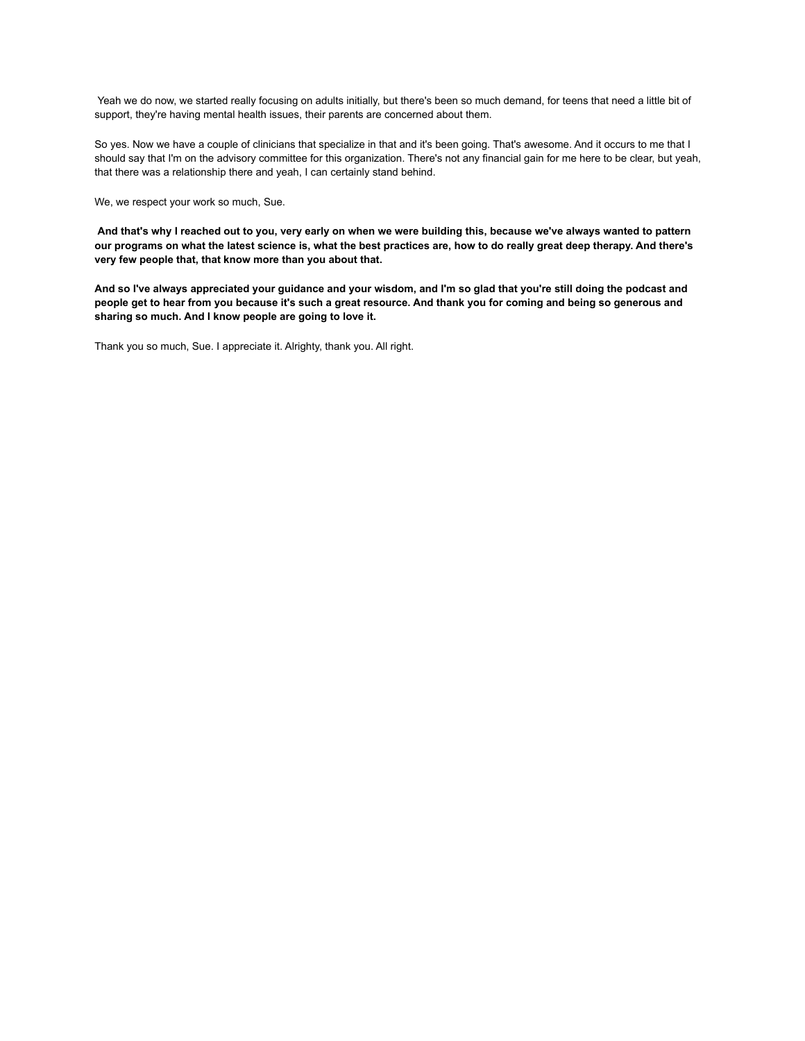Yeah we do now, we started really focusing on adults initially, but there's been so much demand, for teens that need a little bit of support, they're having mental health issues, their parents are concerned about them.

So yes. Now we have a couple of clinicians that specialize in that and it's been going. That's awesome. And it occurs to me that I should say that I'm on the advisory committee for this organization. There's not any financial gain for me here to be clear, but yeah, that there was a relationship there and yeah, I can certainly stand behind.

We, we respect your work so much, Sue.

**And that's why I reached out to you, very early on when we were building this, because we've always wanted to pattern our programs on what the latest science is, what the best practices are, how to do really great deep therapy. And there's very few people that, that know more than you about that.**

**And so I've always appreciated your guidance and your wisdom, and I'm so glad that you're still doing the podcast and people get to hear from you because it's such a great resource. And thank you for coming and being so generous and sharing so much. And I know people are going to love it.**

Thank you so much, Sue. I appreciate it. Alrighty, thank you. All right.